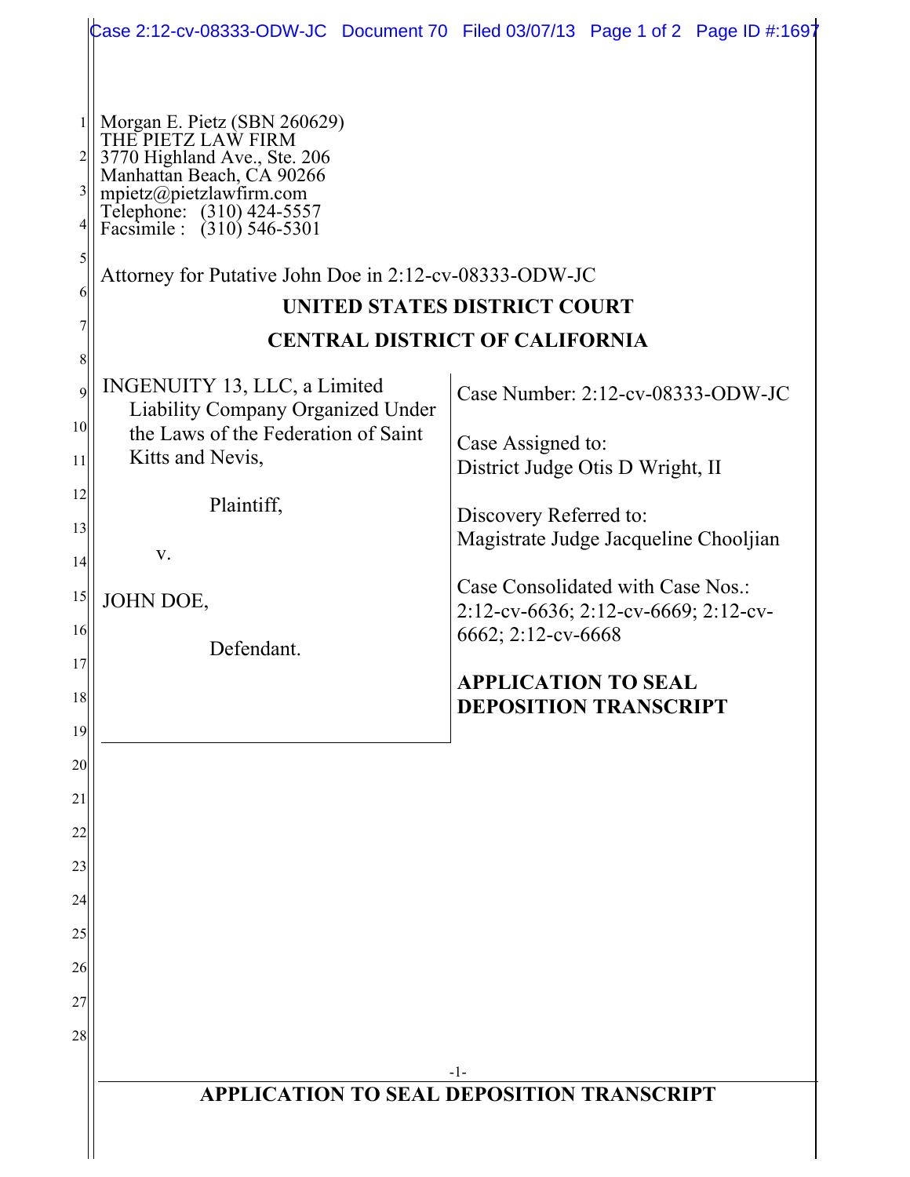Morgan E. Pietz (SBN 260629)
THE PIETZ LAW FIRM
3770 Highland Ave., Ste. 206
Manhattan Beach, CA 90266
mpietz@pietzlawfirm.com
Telephone: (310) 424-5557
Facsimile : (310) 546-5301

Attorney for Putative John Doe in 2:12-cv-08333-ODW-JC

**UNITED STATES DISTRICT COURT**

**CENTRAL DISTRICT OF CALIFORNIA**

| | |
|---|---|
| INGENUITY 13, LLC, a Limited Liability Company Organized Under the Laws of the Federation of Saint Kitts and Nevis,<br><br>Plaintiff,<br><br>v.<br><br>JOHN DOE,<br><br>Defendant. | Case Number: 2:12-cv-08333-ODW-JC<br><br>Case Assigned to:<br>District Judge Otis D Wright, II<br><br>Discovery Referred to:<br>Magistrate Judge Jacqueline Chooljian<br><br>Case Consolidated with Case Nos.:<br>2:12-cv-6636; 2:12-cv-6669; 2:12-cv-6662; 2:12-cv-6668<br><br>**APPLICATION TO SEAL DEPOSITION TRANSCRIPT** |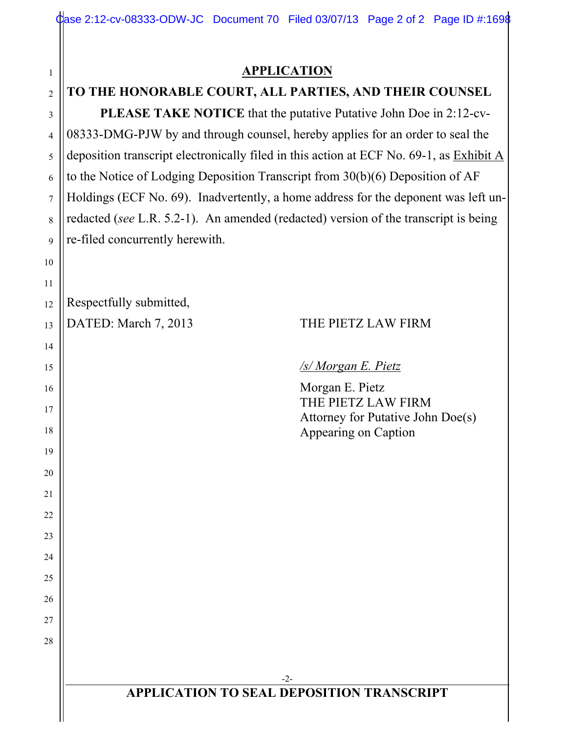# APPLICATION

**TO THE HONORABLE COURT, ALL PARTIES, AND THEIR COUNSEL**

**PLEASE TAKE NOTICE** that the putative Putative John Doe in 2:12-cv-08333-DMG-PJW by and through counsel, hereby applies for an order to seal the deposition transcript electronically filed in this action at ECF No. 69-1, as Exhibit A to the Notice of Lodging Deposition Transcript from 30(b)(6) Deposition of AF Holdings (ECF No. 69). Inadvertently, a home address for the deponent was left un-redacted (*see* L.R. 5.2-1). An amended (redacted) version of the transcript is being re-filed concurrently herewith.

Respectfully submitted,

DATED: March 7, 2013

THE PIETZ LAW FIRM

*/s/ Morgan E. Pietz*

Morgan E. Pietz
THE PIETZ LAW FIRM
Attorney for Putative John Doe(s)
Appearing on Caption

**APPLICATION TO SEAL DEPOSITION TRANSCRIPT**